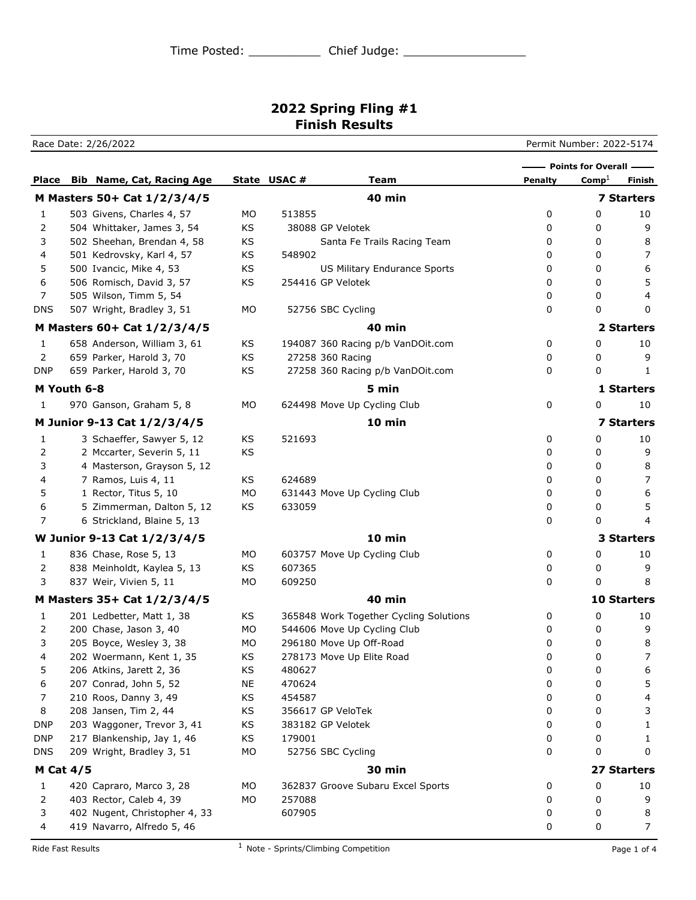Time Posted: __________ Chief Judge: _________________

# 2022 Spring Fling #1
## Finish Results

Race Date: 2/26/2022 — Permit Number: 2022-5174

| Place | Bib | Name, Cat, Racing Age | State | USAC # | Team | Points for Overall: Penalty | Comp[1] | Finish |
|---|---|---|---|---|---|---|---|---|
| **M Masters 50+ Cat 1/2/3/4/5** | | | | | **40 min** | | | **7 Starters** |
| 1 | 503 | Givens, Charles 4, 57 | MO | 513855 | | 0 | 0 | 10 |
| 2 | 504 | Whittaker, James 3, 54 | KS | 38088 | GP Velotek | 0 | 0 | 9 |
| 3 | 502 | Sheehan, Brendan 4, 58 | KS | | Santa Fe Trails Racing Team | 0 | 0 | 8 |
| 4 | 501 | Kedrovsky, Karl 4, 57 | KS | 548902 | | 0 | 0 | 7 |
| 5 | 500 | Ivancic, Mike 4, 53 | KS | | US Military Endurance Sports | 0 | 0 | 6 |
| 6 | 506 | Romisch, David 3, 57 | KS | 254416 | GP Velotek | 0 | 0 | 5 |
| 7 | 505 | Wilson, Timm 5, 54 | | | | 0 | 0 | 4 |
| DNS | 507 | Wright, Bradley 3, 51 | MO | 52756 | SBC Cycling | 0 | 0 | 0 |
| **M Masters 60+ Cat 1/2/3/4/5** | | | | | **40 min** | | | **2 Starters** |
| 1 | 658 | Anderson, William 3, 61 | KS | 194087 | 360 Racing p/b VanDOit.com | 0 | 0 | 10 |
| 2 | 659 | Parker, Harold 3, 70 | KS | 27258 | 360 Racing | 0 | 0 | 9 |
| DNP | 659 | Parker, Harold 3, 70 | KS | 27258 | 360 Racing p/b VanDOit.com | 0 | 0 | 1 |
| **M Youth 6-8** | | | | | **5 min** | | | **1 Starters** |
| 1 | 970 | Ganson, Graham 5, 8 | MO | 624498 | Move Up Cycling Club | 0 | 0 | 10 |
| **M Junior 9-13 Cat 1/2/3/4/5** | | | | | **10 min** | | | **7 Starters** |
| 1 | 3 | Schaeffer, Sawyer 5, 12 | KS | 521693 | | 0 | 0 | 10 |
| 2 | 2 | Mccarter, Severin 5, 11 | KS | | | 0 | 0 | 9 |
| 3 | 4 | Masterson, Grayson 5, 12 | | | | 0 | 0 | 8 |
| 4 | 7 | Ramos, Luis 4, 11 | KS | 624689 | | 0 | 0 | 7 |
| 5 | 1 | Rector, Titus 5, 10 | MO | 631443 | Move Up Cycling Club | 0 | 0 | 6 |
| 6 | 5 | Zimmerman, Dalton 5, 12 | KS | 633059 | | 0 | 0 | 5 |
| 7 | 6 | Strickland, Blaine 5, 13 | | | | 0 | 0 | 4 |
| **W Junior 9-13 Cat 1/2/3/4/5** | | | | | **10 min** | | | **3 Starters** |
| 1 | 836 | Chase, Rose 5, 13 | MO | 603757 | Move Up Cycling Club | 0 | 0 | 10 |
| 2 | 838 | Meinholdt, Kaylea 5, 13 | KS | 607365 | | 0 | 0 | 9 |
| 3 | 837 | Weir, Vivien 5, 11 | MO | 609250 | | 0 | 0 | 8 |
| **M Masters 35+ Cat 1/2/3/4/5** | | | | | **40 min** | | | **10 Starters** |
| 1 | 201 | Ledbetter, Matt 1, 38 | KS | 365848 | Work Together Cycling Solutions | 0 | 0 | 10 |
| 2 | 200 | Chase, Jason 3, 40 | MO | 544606 | Move Up Cycling Club | 0 | 0 | 9 |
| 3 | 205 | Boyce, Wesley 3, 38 | MO | 296180 | Move Up Off-Road | 0 | 0 | 8 |
| 4 | 202 | Woermann, Kent 1, 35 | KS | 278173 | Move Up Elite Road | 0 | 0 | 7 |
| 5 | 206 | Atkins, Jarett 2, 36 | KS | 480627 | | 0 | 0 | 6 |
| 6 | 207 | Conrad, John 5, 52 | NE | 470624 | | 0 | 0 | 5 |
| 7 | 210 | Roos, Danny 3, 49 | KS | 454587 | | 0 | 0 | 4 |
| 8 | 208 | Jansen, Tim 2, 44 | KS | 356617 | GP VeloTek | 0 | 0 | 3 |
| DNP | 203 | Waggoner, Trevor 3, 41 | KS | 383182 | GP Velotek | 0 | 0 | 1 |
| DNP | 217 | Blankenship, Jay 1, 46 | KS | 179001 | | 0 | 0 | 1 |
| DNS | 209 | Wright, Bradley 3, 51 | MO | 52756 | SBC Cycling | 0 | 0 | 0 |
| **M Cat 4/5** | | | | | **30 min** | | | **27 Starters** |
| 1 | 420 | Capraro, Marco 3, 28 | MO | 362837 | Groove Subaru Excel Sports | 0 | 0 | 10 |
| 2 | 403 | Rector, Caleb 4, 39 | MO | 257088 | | 0 | 0 | 9 |
| 3 | 402 | Nugent, Christopher 4, 33 | | 607905 | | 0 | 0 | 8 |
| 4 | 419 | Navarro, Alfredo 5, 46 | | | | 0 | 0 | 7 |

Ride Fast Results

[1] Note - Sprints/Climbing Competition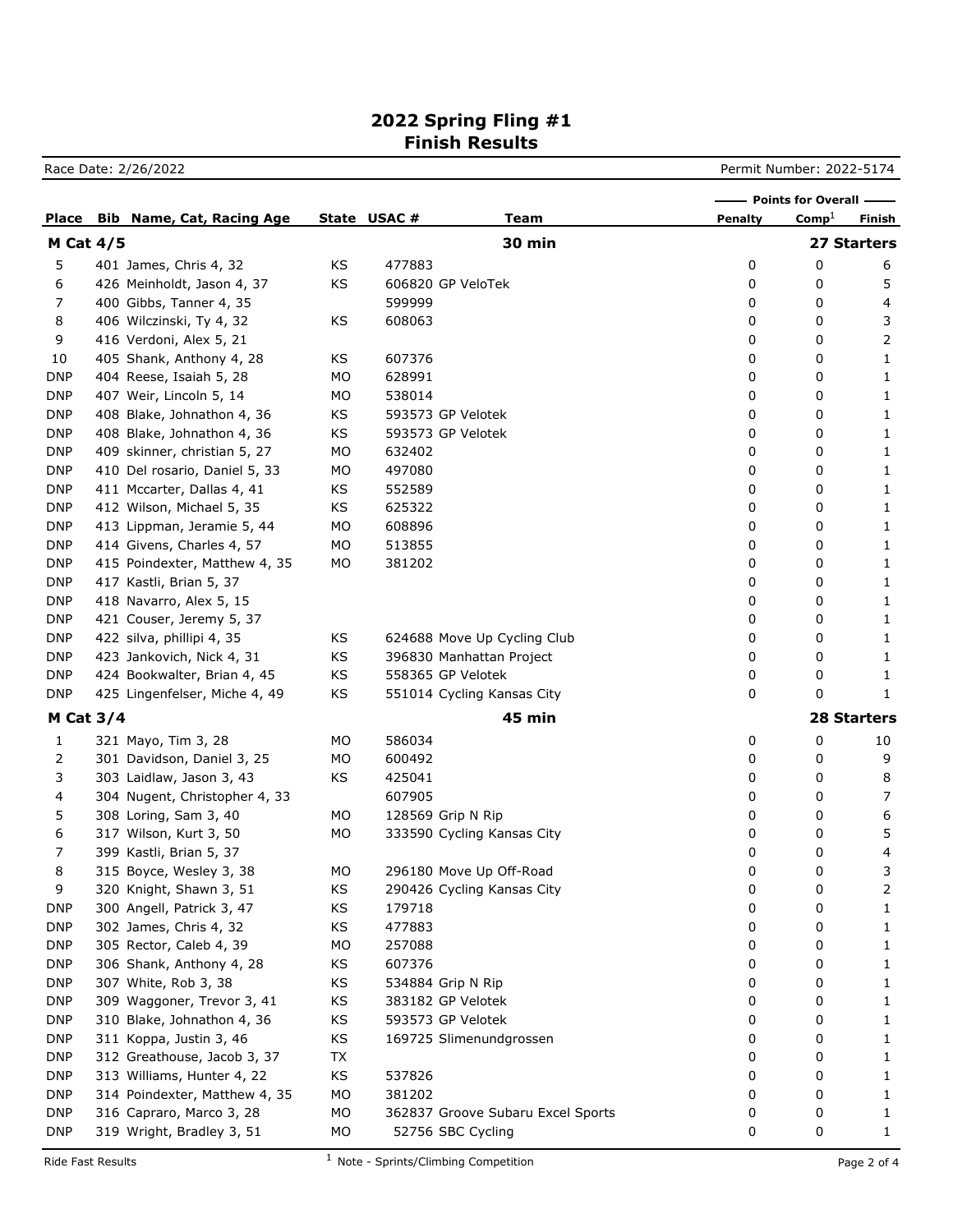# 2022 Spring Fling #1
## Finish Results

Race Date: 2/26/2022 — Permit Number: 2022-5174

| Place | Bib | Name, Cat, Racing Age | State | USAC # | Team | Points for Overall: Penalty | Comp[1] | Finish |
|---|---|---|---|---|---|---|---|---|
| **M Cat 4/5** | | | | | **30 min** | | | **27 Starters** |
| 5 | 401 | James, Chris 4, 32 | KS | 477883 | | 0 | 0 | 6 |
| 6 | 426 | Meinholdt, Jason 4, 37 | KS | 606820 | GP VeloTek | 0 | 0 | 5 |
| 7 | 400 | Gibbs, Tanner 4, 35 | | 599999 | | 0 | 0 | 4 |
| 8 | 406 | Wilczinski, Ty 4, 32 | KS | 608063 | | 0 | 0 | 3 |
| 9 | 416 | Verdoni, Alex 5, 21 | | | | 0 | 0 | 2 |
| 10 | 405 | Shank, Anthony 4, 28 | KS | 607376 | | 0 | 0 | 1 |
| DNP | 404 | Reese, Isaiah 5, 28 | MO | 628991 | | 0 | 0 | 1 |
| DNP | 407 | Weir, Lincoln 5, 14 | MO | 538014 | | 0 | 0 | 1 |
| DNP | 408 | Blake, Johnathon 4, 36 | KS | 593573 | GP Velotek | 0 | 0 | 1 |
| DNP | 408 | Blake, Johnathon 4, 36 | KS | 593573 | GP Velotek | 0 | 0 | 1 |
| DNP | 409 | skinner, christian 5, 27 | MO | 632402 | | 0 | 0 | 1 |
| DNP | 410 | Del rosario, Daniel 5, 33 | MO | 497080 | | 0 | 0 | 1 |
| DNP | 411 | Mccarter, Dallas 4, 41 | KS | 552589 | | 0 | 0 | 1 |
| DNP | 412 | Wilson, Michael 5, 35 | KS | 625322 | | 0 | 0 | 1 |
| DNP | 413 | Lippman, Jeramie 5, 44 | MO | 608896 | | 0 | 0 | 1 |
| DNP | 414 | Givens, Charles 4, 57 | MO | 513855 | | 0 | 0 | 1 |
| DNP | 415 | Poindexter, Matthew 4, 35 | MO | 381202 | | 0 | 0 | 1 |
| DNP | 417 | Kastli, Brian 5, 37 | | | | 0 | 0 | 1 |
| DNP | 418 | Navarro, Alex 5, 15 | | | | 0 | 0 | 1 |
| DNP | 421 | Couser, Jeremy 5, 37 | | | | 0 | 0 | 1 |
| DNP | 422 | silva, phillipi 4, 35 | KS | 624688 | Move Up Cycling Club | 0 | 0 | 1 |
| DNP | 423 | Jankovich, Nick 4, 31 | KS | 396830 | Manhattan Project | 0 | 0 | 1 |
| DNP | 424 | Bookwalter, Brian 4, 45 | KS | 558365 | GP Velotek | 0 | 0 | 1 |
| DNP | 425 | Lingenfelser, Miche 4, 49 | KS | 551014 | Cycling Kansas City | 0 | 0 | 1 |
| **M Cat 3/4** | | | | | **45 min** | | | **28 Starters** |
| 1 | 321 | Mayo, Tim 3, 28 | MO | 586034 | | 0 | 0 | 10 |
| 2 | 301 | Davidson, Daniel 3, 25 | MO | 600492 | | 0 | 0 | 9 |
| 3 | 303 | Laidlaw, Jason 3, 43 | KS | 425041 | | 0 | 0 | 8 |
| 4 | 304 | Nugent, Christopher 4, 33 | | 607905 | | 0 | 0 | 7 |
| 5 | 308 | Loring, Sam 3, 40 | MO | 128569 | Grip N Rip | 0 | 0 | 6 |
| 6 | 317 | Wilson, Kurt 3, 50 | MO | 333590 | Cycling Kansas City | 0 | 0 | 5 |
| 7 | 399 | Kastli, Brian 5, 37 | | | | 0 | 0 | 4 |
| 8 | 315 | Boyce, Wesley 3, 38 | MO | 296180 | Move Up Off-Road | 0 | 0 | 3 |
| 9 | 320 | Knight, Shawn 3, 51 | KS | 290426 | Cycling Kansas City | 0 | 0 | 2 |
| DNP | 300 | Angell, Patrick 3, 47 | KS | 179718 | | 0 | 0 | 1 |
| DNP | 302 | James, Chris 4, 32 | KS | 477883 | | 0 | 0 | 1 |
| DNP | 305 | Rector, Caleb 4, 39 | MO | 257088 | | 0 | 0 | 1 |
| DNP | 306 | Shank, Anthony 4, 28 | KS | 607376 | | 0 | 0 | 1 |
| DNP | 307 | White, Rob 3, 38 | KS | 534884 | Grip N Rip | 0 | 0 | 1 |
| DNP | 309 | Waggoner, Trevor 3, 41 | KS | 383182 | GP Velotek | 0 | 0 | 1 |
| DNP | 310 | Blake, Johnathon 4, 36 | KS | 593573 | GP Velotek | 0 | 0 | 1 |
| DNP | 311 | Koppa, Justin 3, 46 | KS | 169725 | Slimenundgrossen | 0 | 0 | 1 |
| DNP | 312 | Greathouse, Jacob 3, 37 | TX | | | 0 | 0 | 1 |
| DNP | 313 | Williams, Hunter 4, 22 | KS | 537826 | | 0 | 0 | 1 |
| DNP | 314 | Poindexter, Matthew 4, 35 | MO | 381202 | | 0 | 0 | 1 |
| DNP | 316 | Capraro, Marco 3, 28 | MO | 362837 | Groove Subaru Excel Sports | 0 | 0 | 1 |
| DNP | 319 | Wright, Bradley 3, 51 | MO | 52756 | SBC Cycling | 0 | 0 | 1 |

Ride Fast Results

[1] Note - Sprints/Climbing Competition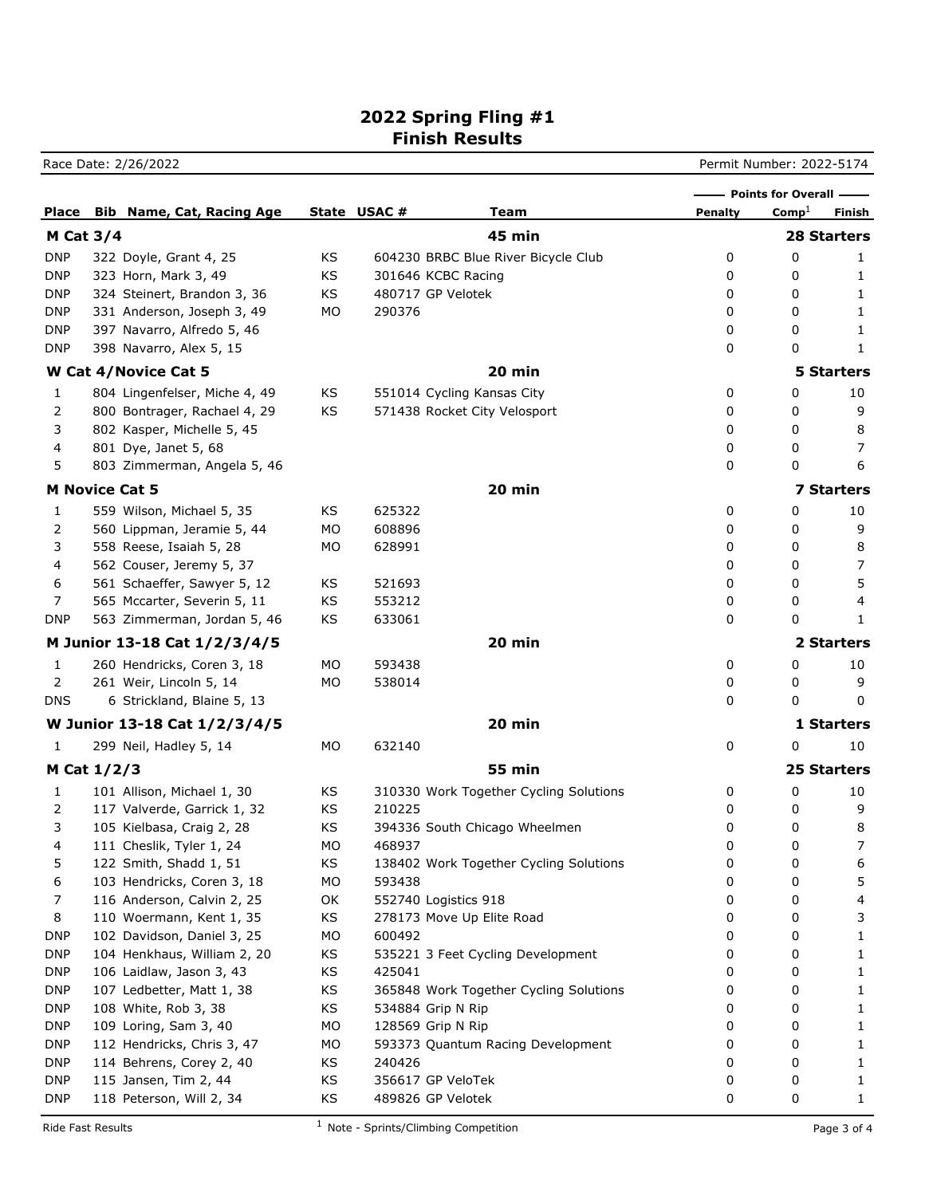# 2022 Spring Fling #1
## Finish Results

Race Date: 2/26/2022 | Permit Number: 2022-5174

| Place | Bib | Name, Cat, Racing Age | State | USAC # | Team | Points for Overall Penalty | Comp[1] | Finish |
|---|---|---|---|---|---|---|---|---|
| **M Cat 3/4** | | | | | **45 min** | | | **28 Starters** |
| DNP | 322 | Doyle, Grant 4, 25 | KS | 604230 | BRBC Blue River Bicycle Club | 0 | 0 | 1 |
| DNP | 323 | Horn, Mark 3, 49 | KS | 301646 | KCBC Racing | 0 | 0 | 1 |
| DNP | 324 | Steinert, Brandon 3, 36 | KS | 480717 | GP Velotek | 0 | 0 | 1 |
| DNP | 331 | Anderson, Joseph 3, 49 | MO | 290376 | | 0 | 0 | 1 |
| DNP | 397 | Navarro, Alfredo 5, 46 | | | | 0 | 0 | 1 |
| DNP | 398 | Navarro, Alex 5, 15 | | | | 0 | 0 | 1 |
| **W Cat 4/Novice Cat 5** | | | | | **20 min** | | | **5 Starters** |
| 1 | 804 | Lingenfelser, Miche 4, 49 | KS | 551014 | Cycling Kansas City | 0 | 0 | 10 |
| 2 | 800 | Bontrager, Rachael 4, 29 | KS | 571438 | Rocket City Velosport | 0 | 0 | 9 |
| 3 | 802 | Kasper, Michelle 5, 45 | | | | 0 | 0 | 8 |
| 4 | 801 | Dye, Janet 5, 68 | | | | 0 | 0 | 7 |
| 5 | 803 | Zimmerman, Angela 5, 46 | | | | 0 | 0 | 6 |
| **M Novice Cat 5** | | | | | **20 min** | | | **7 Starters** |
| 1 | 559 | Wilson, Michael 5, 35 | KS | 625322 | | 0 | 0 | 10 |
| 2 | 560 | Lippman, Jeramie 5, 44 | MO | 608896 | | 0 | 0 | 9 |
| 3 | 558 | Reese, Isaiah 5, 28 | MO | 628991 | | 0 | 0 | 8 |
| 4 | 562 | Couser, Jeremy 5, 37 | | | | 0 | 0 | 7 |
| 6 | 561 | Schaeffer, Sawyer 5, 12 | KS | 521693 | | 0 | 0 | 5 |
| 7 | 565 | Mccarter, Severin 5, 11 | KS | 553212 | | 0 | 0 | 4 |
| DNP | 563 | Zimmerman, Jordan 5, 46 | KS | 633061 | | 0 | 0 | 1 |
| **M Junior 13-18 Cat 1/2/3/4/5** | | | | | **20 min** | | | **2 Starters** |
| 1 | 260 | Hendricks, Coren 3, 18 | MO | 593438 | | 0 | 0 | 10 |
| 2 | 261 | Weir, Lincoln 5, 14 | MO | 538014 | | 0 | 0 | 9 |
| DNS | 6 | Strickland, Blaine 5, 13 | | | | 0 | 0 | 0 |
| **W Junior 13-18 Cat 1/2/3/4/5** | | | | | **20 min** | | | **1 Starters** |
| 1 | 299 | Neil, Hadley 5, 14 | MO | 632140 | | 0 | 0 | 10 |
| **M Cat 1/2/3** | | | | | **55 min** | | | **25 Starters** |
| 1 | 101 | Allison, Michael 1, 30 | KS | 310330 | Work Together Cycling Solutions | 0 | 0 | 10 |
| 2 | 117 | Valverde, Garrick 1, 32 | KS | 210225 | | 0 | 0 | 9 |
| 3 | 105 | Kielbasa, Craig 2, 28 | KS | 394336 | South Chicago Wheelmen | 0 | 0 | 8 |
| 4 | 111 | Cheslik, Tyler 1, 24 | MO | 468937 | | 0 | 0 | 7 |
| 5 | 122 | Smith, Shadd 1, 51 | KS | 138402 | Work Together Cycling Solutions | 0 | 0 | 6 |
| 6 | 103 | Hendricks, Coren 3, 18 | MO | 593438 | | 0 | 0 | 5 |
| 7 | 116 | Anderson, Calvin 2, 25 | OK | 552740 | Logistics 918 | 0 | 0 | 4 |
| 8 | 110 | Woermann, Kent 1, 35 | KS | 278173 | Move Up Elite Road | 0 | 0 | 3 |
| DNP | 102 | Davidson, Daniel 3, 25 | MO | 600492 | | 0 | 0 | 1 |
| DNP | 104 | Henkhaus, William 2, 20 | KS | 535221 | 3 Feet Cycling Development | 0 | 0 | 1 |
| DNP | 106 | Laidlaw, Jason 3, 43 | KS | 425041 | | 0 | 0 | 1 |
| DNP | 107 | Ledbetter, Matt 1, 38 | KS | 365848 | Work Together Cycling Solutions | 0 | 0 | 1 |
| DNP | 108 | White, Rob 3, 38 | KS | 534884 | Grip N Rip | 0 | 0 | 1 |
| DNP | 109 | Loring, Sam 3, 40 | MO | 128569 | Grip N Rip | 0 | 0 | 1 |
| DNP | 112 | Hendricks, Chris 3, 47 | MO | 593373 | Quantum Racing Development | 0 | 0 | 1 |
| DNP | 114 | Behrens, Corey 2, 40 | KS | 240426 | | 0 | 0 | 1 |
| DNP | 115 | Jansen, Tim 2, 44 | KS | 356617 | GP VeloTek | 0 | 0 | 1 |
| DNP | 118 | Peterson, Will 2, 34 | KS | 489826 | GP Velotek | 0 | 0 | 1 |

[1] Note - Sprints/Climbing Competition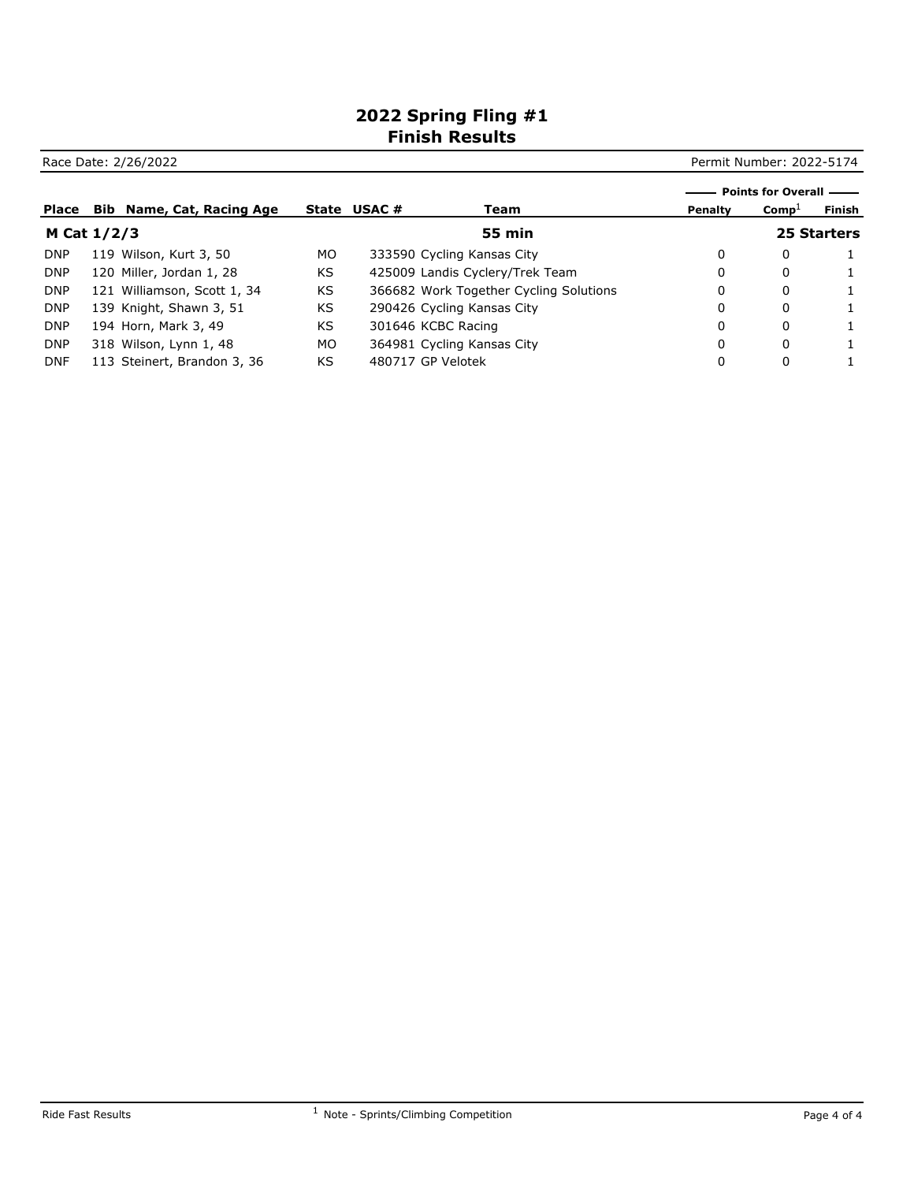# 2022 Spring Fling #1
## Finish Results

Race Date: 2/26/2022

Permit Number: 2022-5174

| | | | | | Points for Overall | | |
|---|---|---|---|---|---|---|---|
| **Place** | **Bib Name, Cat, Racing Age** | **State** | **USAC #** | **Team** | **Penalty** | **Comp**[1] | **Finish** |
| **M Cat 1/2/3** | | | | **55 min** | | | **25 Starters** |
| DNP | 119 Wilson, Kurt 3, 50 | MO | 333590 | Cycling Kansas City | 0 | 0 | 1 |
| DNP | 120 Miller, Jordan 1, 28 | KS | 425009 | Landis Cyclery/Trek Team | 0 | 0 | 1 |
| DNP | 121 Williamson, Scott 1, 34 | KS | 366682 | Work Together Cycling Solutions | 0 | 0 | 1 |
| DNP | 139 Knight, Shawn 3, 51 | KS | 290426 | Cycling Kansas City | 0 | 0 | 1 |
| DNP | 194 Horn, Mark 3, 49 | KS | 301646 | KCBC Racing | 0 | 0 | 1 |
| DNP | 318 Wilson, Lynn 1, 48 | MO | 364981 | Cycling Kansas City | 0 | 0 | 1 |
| DNF | 113 Steinert, Brandon 3, 36 | KS | 480717 | GP Velotek | 0 | 0 | 1 |

Ride Fast Results

[1] Note - Sprints/Climbing Competition